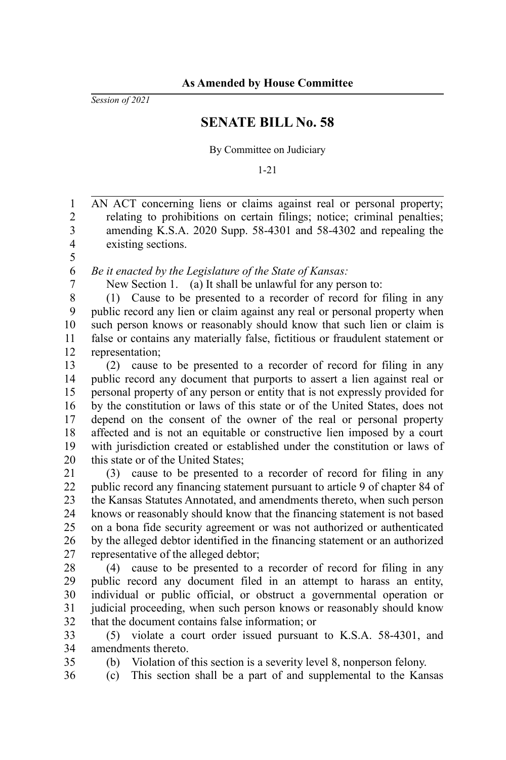**As Amended by House Committee**

*Session of 2021*

# SENATE BILL No. 58

By Committee on Judiciary

1-21

AN ACT concerning liens or claims against real or personal property; relating to prohibitions on certain filings; notice; criminal penalties; amending K.S.A. 2020 Supp. 58-4301 and 58-4302 and repealing the existing sections.

*Be it enacted by the Legislature of the State of Kansas:*

New Section 1. (a) It shall be unlawful for any person to:

(1) Cause to be presented to a recorder of record for filing in any public record any lien or claim against any real or personal property when such person knows or reasonably should know that such lien or claim is false or contains any materially false, fictitious or fraudulent statement or representation;

(2) cause to be presented to a recorder of record for filing in any public record any document that purports to assert a lien against real or personal property of any person or entity that is not expressly provided for by the constitution or laws of this state or of the United States, does not depend on the consent of the owner of the real or personal property affected and is not an equitable or constructive lien imposed by a court with jurisdiction created or established under the constitution or laws of this state or of the United States;

(3) cause to be presented to a recorder of record for filing in any public record any financing statement pursuant to article 9 of chapter 84 of the Kansas Statutes Annotated, and amendments thereto, when such person knows or reasonably should know that the financing statement is not based on a bona fide security agreement or was not authorized or authenticated by the alleged debtor identified in the financing statement or an authorized representative of the alleged debtor;

(4) cause to be presented to a recorder of record for filing in any public record any document filed in an attempt to harass an entity, individual or public official, or obstruct a governmental operation or judicial proceeding, when such person knows or reasonably should know that the document contains false information; or

(5) violate a court order issued pursuant to K.S.A. 58-4301, and amendments thereto.

(b) Violation of this section is a severity level 8, nonperson felony.

(c) This section shall be a part of and supplemental to the Kansas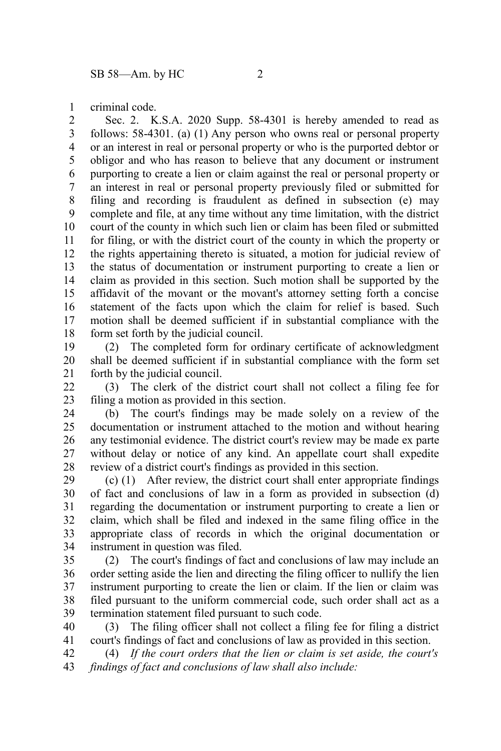criminal code.

Sec. 2. K.S.A. 2020 Supp. 58-4301 is hereby amended to read as follows: 58-4301. (a) (1) Any person who owns real or personal property or an interest in real or personal property or who is the purported debtor or obligor and who has reason to believe that any document or instrument purporting to create a lien or claim against the real or personal property or an interest in real or personal property previously filed or submitted for filing and recording is fraudulent as defined in subsection (e) may complete and file, at any time without any time limitation, with the district court of the county in which such lien or claim has been filed or submitted for filing, or with the district court of the county in which the property or the rights appertaining thereto is situated, a motion for judicial review of the status of documentation or instrument purporting to create a lien or claim as provided in this section. Such motion shall be supported by the affidavit of the movant or the movant's attorney setting forth a concise statement of the facts upon which the claim for relief is based. Such motion shall be deemed sufficient if in substantial compliance with the form set forth by the judicial council.

(2) The completed form for ordinary certificate of acknowledgment shall be deemed sufficient if in substantial compliance with the form set forth by the judicial council.

(3) The clerk of the district court shall not collect a filing fee for filing a motion as provided in this section.

(b) The court's findings may be made solely on a review of the documentation or instrument attached to the motion and without hearing any testimonial evidence. The district court's review may be made ex parte without delay or notice of any kind. An appellate court shall expedite review of a district court's findings as provided in this section.

(c) (1) After review, the district court shall enter appropriate findings of fact and conclusions of law in a form as provided in subsection (d) regarding the documentation or instrument purporting to create a lien or claim, which shall be filed and indexed in the same filing office in the appropriate class of records in which the original documentation or instrument in question was filed.

(2) The court's findings of fact and conclusions of law may include an order setting aside the lien and directing the filing officer to nullify the lien instrument purporting to create the lien or claim. If the lien or claim was filed pursuant to the uniform commercial code, such order shall act as a termination statement filed pursuant to such code.

(3) The filing officer shall not collect a filing fee for filing a district court's findings of fact and conclusions of law as provided in this section.

(4) *If the court orders that the lien or claim is set aside, the court's findings of fact and conclusions of law shall also include:*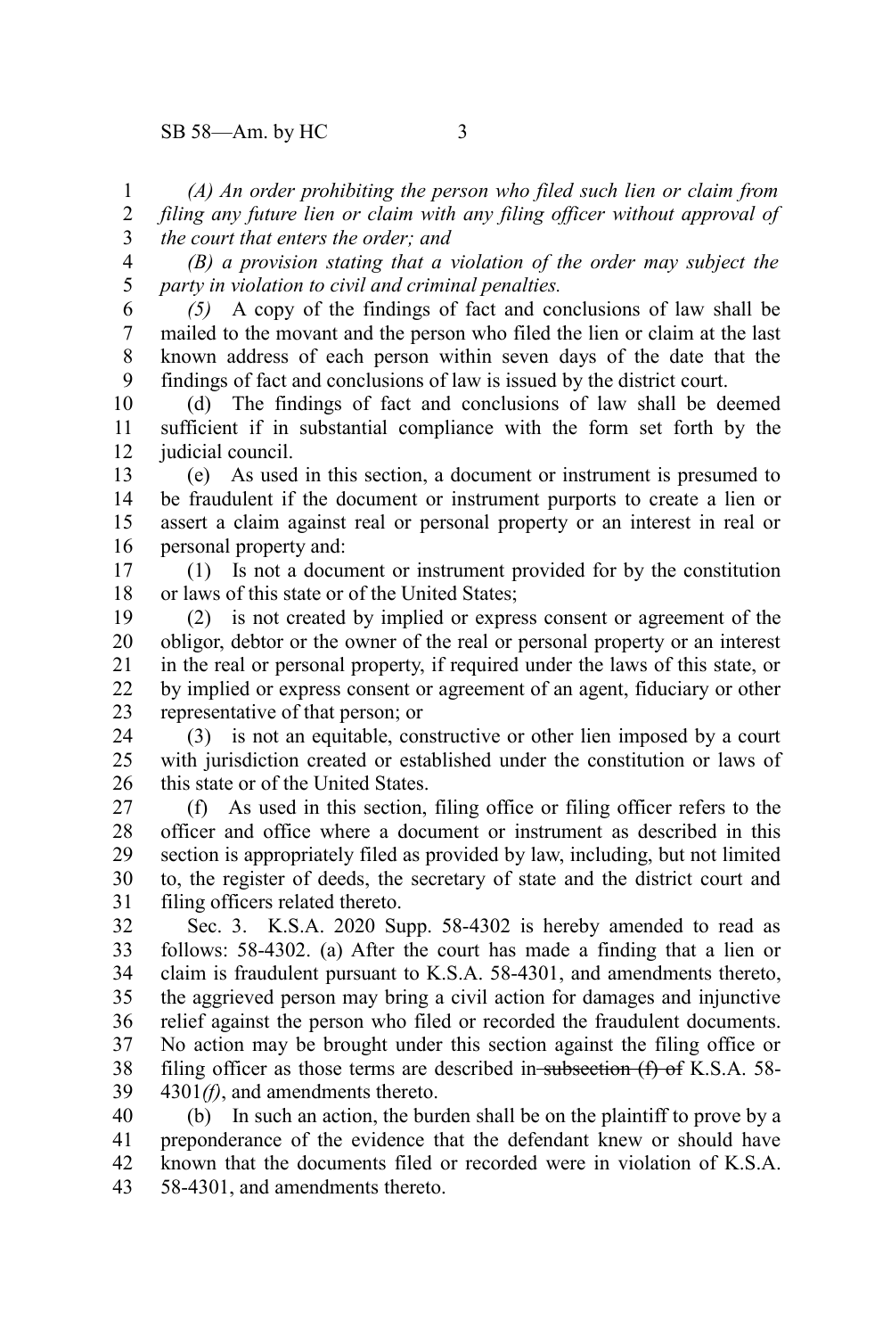*(A) An order prohibiting the person who filed such lien or claim from filing any future lien or claim with any filing officer without approval of the court that enters the order; and*

*(B) a provision stating that a violation of the order may subject the party in violation to civil and criminal penalties.*

*(5)* A copy of the findings of fact and conclusions of law shall be mailed to the movant and the person who filed the lien or claim at the last known address of each person within seven days of the date that the findings of fact and conclusions of law is issued by the district court.

(d) The findings of fact and conclusions of law shall be deemed sufficient if in substantial compliance with the form set forth by the judicial council.

(e) As used in this section, a document or instrument is presumed to be fraudulent if the document or instrument purports to create a lien or assert a claim against real or personal property or an interest in real or personal property and:

(1) Is not a document or instrument provided for by the constitution or laws of this state or of the United States;

(2) is not created by implied or express consent or agreement of the obligor, debtor or the owner of the real or personal property or an interest in the real or personal property, if required under the laws of this state, or by implied or express consent or agreement of an agent, fiduciary or other representative of that person; or

(3) is not an equitable, constructive or other lien imposed by a court with jurisdiction created or established under the constitution or laws of this state or of the United States.

(f) As used in this section, filing office or filing officer refers to the officer and office where a document or instrument as described in this section is appropriately filed as provided by law, including, but not limited to, the register of deeds, the secretary of state and the district court and filing officers related thereto.

Sec. 3. K.S.A. 2020 Supp. 58-4302 is hereby amended to read as follows: 58-4302. (a) After the court has made a finding that a lien or claim is fraudulent pursuant to K.S.A. 58-4301, and amendments thereto, the aggrieved person may bring a civil action for damages and injunctive relief against the person who filed or recorded the fraudulent documents. No action may be brought under this section against the filing office or filing officer as those terms are described in ~~subsection (f) of~~ K.S.A. 58-4301*(f)*, and amendments thereto.

(b) In such an action, the burden shall be on the plaintiff to prove by a preponderance of the evidence that the defendant knew or should have known that the documents filed or recorded were in violation of K.S.A. 58-4301, and amendments thereto.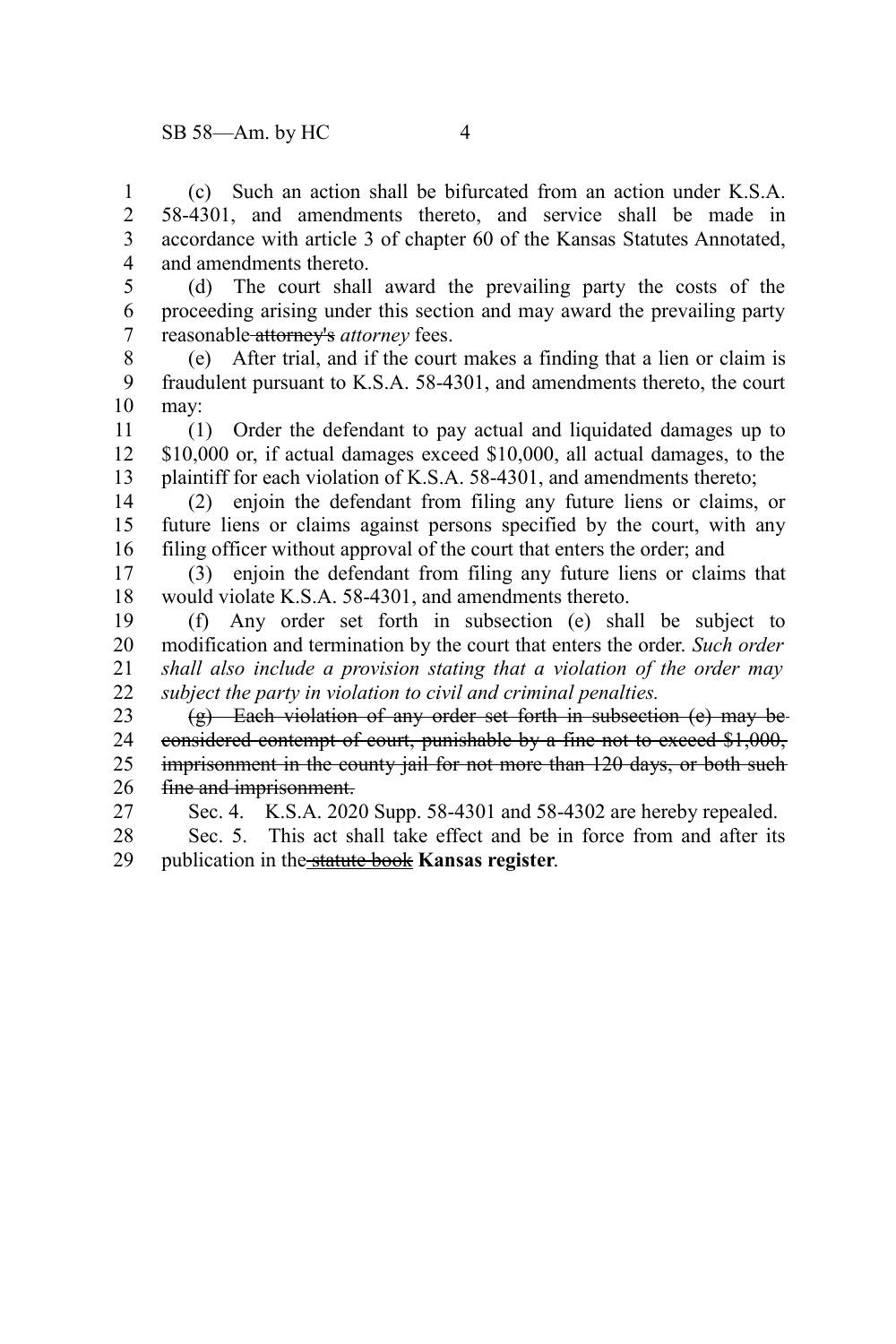(c) Such an action shall be bifurcated from an action under K.S.A. 58-4301, and amendments thereto, and service shall be made in accordance with article 3 of chapter 60 of the Kansas Statutes Annotated, and amendments thereto.

(d) The court shall award the prevailing party the costs of the proceeding arising under this section and may award the prevailing party reasonable ~~attorney's~~ *attorney* fees.

(e) After trial, and if the court makes a finding that a lien or claim is fraudulent pursuant to K.S.A. 58-4301, and amendments thereto, the court may:

(1) Order the defendant to pay actual and liquidated damages up to $10,000 or, if actual damages exceed $10,000, all actual damages, to the plaintiff for each violation of K.S.A. 58-4301, and amendments thereto;

(2) enjoin the defendant from filing any future liens or claims, or future liens or claims against persons specified by the court, with any filing officer without approval of the court that enters the order; and

(3) enjoin the defendant from filing any future liens or claims that would violate K.S.A. 58-4301, and amendments thereto.

(f) Any order set forth in subsection (e) shall be subject to modification and termination by the court that enters the order. *Such order shall also include a provision stating that a violation of the order may subject the party in violation to civil and criminal penalties.*

~~(g) Each violation of any order set forth in subsection (e) may be considered contempt of court, punishable by a fine not to exceed $1,000, imprisonment in the county jail for not more than 120 days, or both such fine and imprisonment.~~

Sec. 4. K.S.A. 2020 Supp. 58-4301 and 58-4302 are hereby repealed.

Sec. 5. This act shall take effect and be in force from and after its publication in the ~~statute book~~ **Kansas register**.